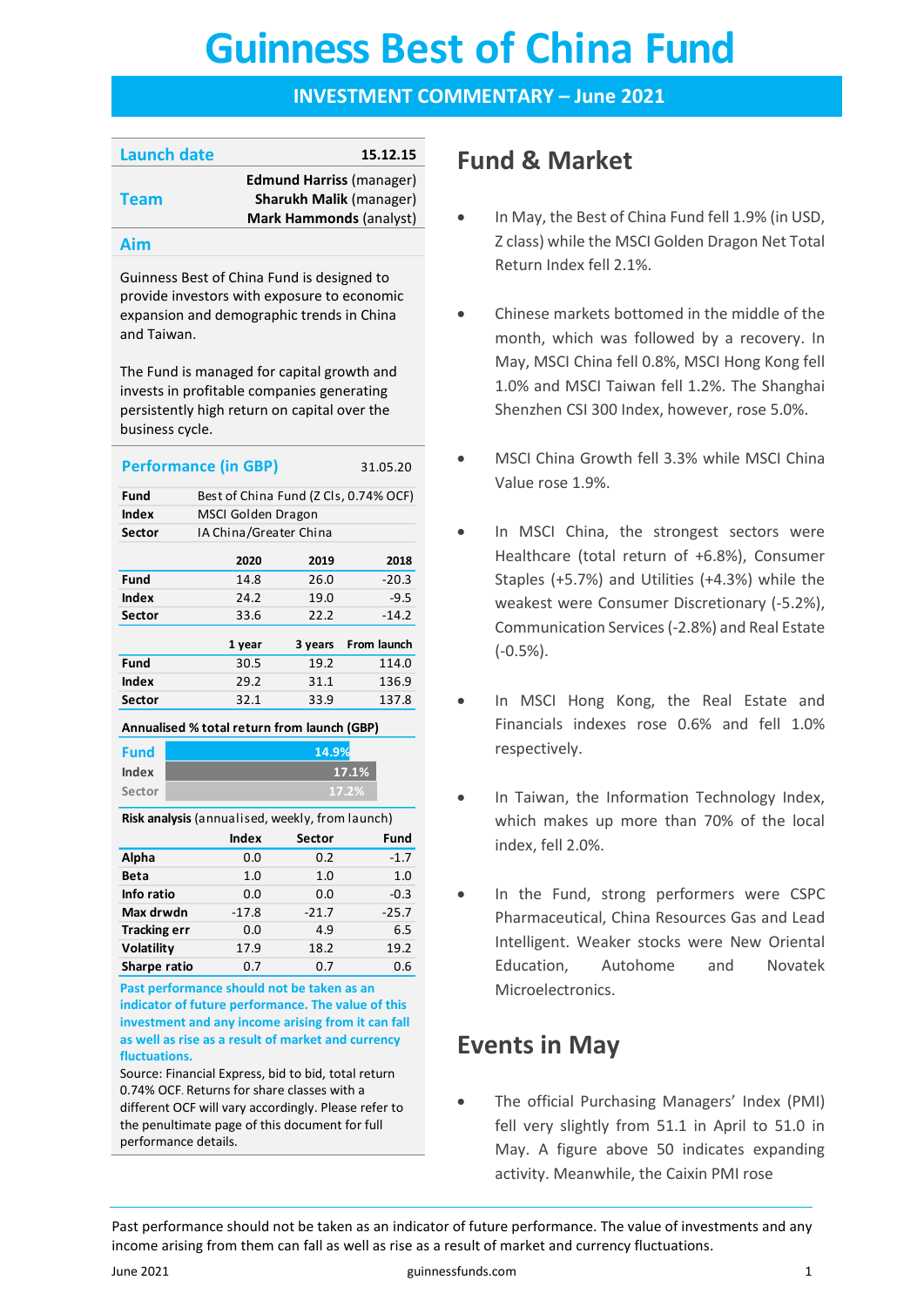# Guinness Best of China Fund

## INVESTMENT COMMENTARY – June 2021

| Launch date | 15.12.15 |
|---|---|
| Team | **Edmund Harriss** (manager)<br>**Sharukh Malik** (manager)<br>**Mark Hammonds** (analyst) |

### Aim

Guinness Best of China Fund is designed to provide investors with exposure to economic expansion and demographic trends in China and Taiwan.

The Fund is managed for capital growth and invests in profitable companies generating persistently high return on capital over the business cycle.

### Performance (in GBP) 31.05.20

| | |
|---|---|
| **Fund** | Best of China Fund (Z Cls, 0.74% OCF) |
| **Index** | MSCI Golden Dragon |
| **Sector** | IA China/Greater China |

| | 2020 | 2019 | 2018 |
|---|---|---|---|
| **Fund** | 14.8 | 26.0 | -20.3 |
| **Index** | 24.2 | 19.0 | -9.5 |
| **Sector** | 33.6 | 22.2 | -14.2 |

| | 1 year | 3 years | From launch |
|---|---|---|---|
| **Fund** | 30.5 | 19.2 | 114.0 |
| **Index** | 29.2 | 31.1 | 136.9 |
| **Sector** | 32.1 | 33.9 | 137.8 |

**Annualised % total return from launch (GBP)**

| | |
|---|---|
| Fund | 14.9% |
| Index | 17.1% |
| Sector | 17.2% |

**Risk analysis** (annualised, weekly, from launch)

| | Index | Sector | Fund |
|---|---|---|---|
| **Alpha** | 0.0 | 0.2 | -1.7 |
| **Beta** | 1.0 | 1.0 | 1.0 |
| **Info ratio** | 0.0 | 0.0 | -0.3 |
| **Max drwdn** | -17.8 | -21.7 | -25.7 |
| **Tracking err** | 0.0 | 4.9 | 6.5 |
| **Volatility** | 17.9 | 18.2 | 19.2 |
| **Sharpe ratio** | 0.7 | 0.7 | 0.6 |

**Past performance should not be taken as an indicator of future performance. The value of this investment and any income arising from it can fall as well as rise as a result of market and currency fluctuations.**

Source: Financial Express, bid to bid, total return 0.74% OCF. Returns for share classes with a different OCF will vary accordingly. Please refer to the penultimate page of this document for full performance details.

## Fund & Market

- In May, the Best of China Fund fell 1.9% (in USD, Z class) while the MSCI Golden Dragon Net Total Return Index fell 2.1%.
- Chinese markets bottomed in the middle of the month, which was followed by a recovery. In May, MSCI China fell 0.8%, MSCI Hong Kong fell 1.0% and MSCI Taiwan fell 1.2%. The Shanghai Shenzhen CSI 300 Index, however, rose 5.0%.
- MSCI China Growth fell 3.3% while MSCI China Value rose 1.9%.
- In MSCI China, the strongest sectors were Healthcare (total return of +6.8%), Consumer Staples (+5.7%) and Utilities (+4.3%) while the weakest were Consumer Discretionary (-5.2%), Communication Services (-2.8%) and Real Estate (-0.5%).
- In MSCI Hong Kong, the Real Estate and Financials indexes rose 0.6% and fell 1.0% respectively.
- In Taiwan, the Information Technology Index, which makes up more than 70% of the local index, fell 2.0%.
- In the Fund, strong performers were CSPC Pharmaceutical, China Resources Gas and Lead Intelligent. Weaker stocks were New Oriental Education, Autohome and Novatek Microelectronics.

## Events in May

- The official Purchasing Managers' Index (PMI) fell very slightly from 51.1 in April to 51.0 in May. A figure above 50 indicates expanding activity. Meanwhile, the Caixin PMI rose

Past performance should not be taken as an indicator of future performance. The value of investments and any income arising from them can fall as well as rise as a result of market and currency fluctuations.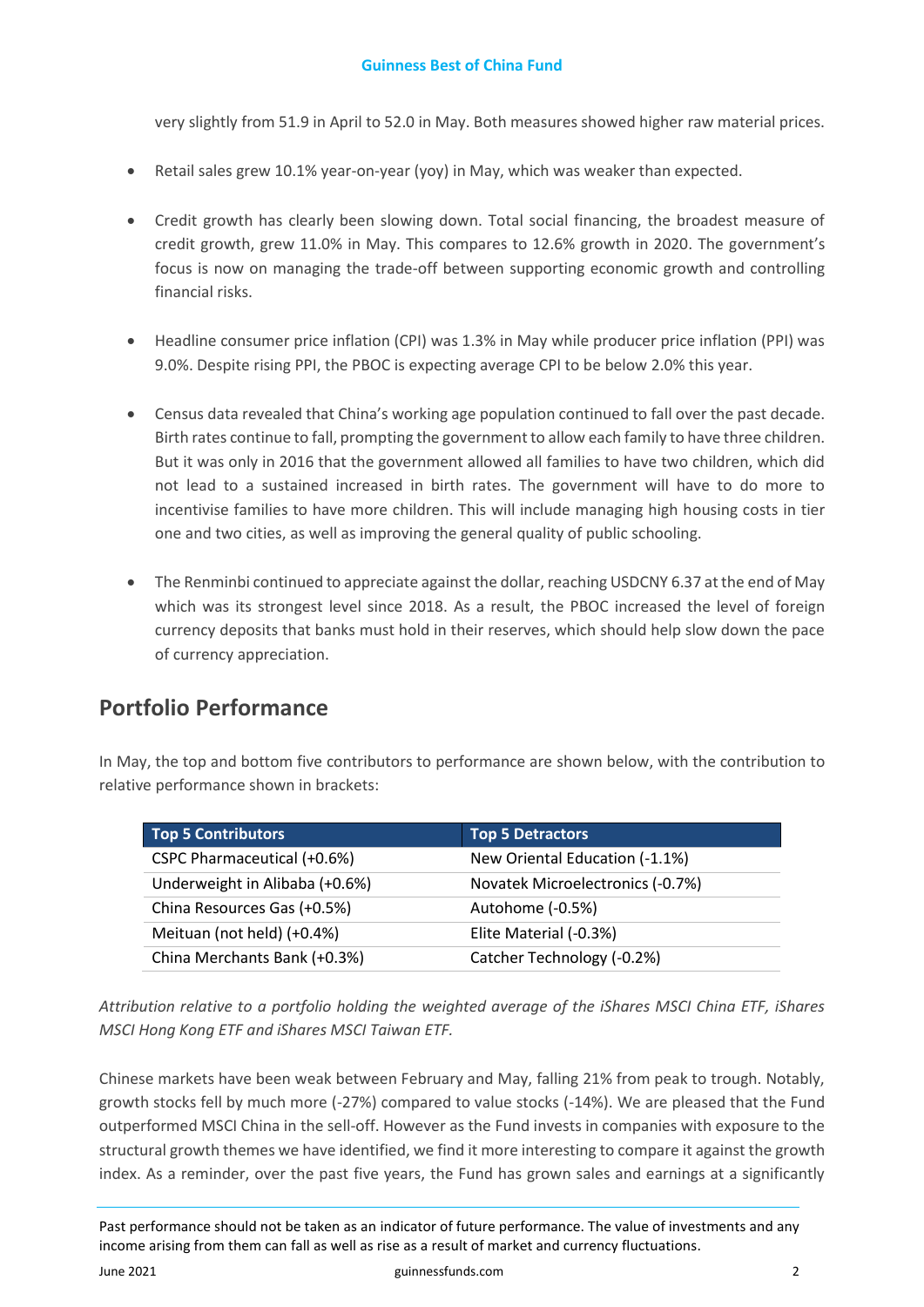very slightly from 51.9 in April to 52.0 in May. Both measures showed higher raw material prices.

- Retail sales grew 10.1% year-on-year (yoy) in May, which was weaker than expected.

- Credit growth has clearly been slowing down. Total social financing, the broadest measure of credit growth, grew 11.0% in May. This compares to 12.6% growth in 2020. The government's focus is now on managing the trade-off between supporting economic growth and controlling financial risks.

- Headline consumer price inflation (CPI) was 1.3% in May while producer price inflation (PPI) was 9.0%. Despite rising PPI, the PBOC is expecting average CPI to be below 2.0% this year.

- Census data revealed that China's working age population continued to fall over the past decade. Birth rates continue to fall, prompting the government to allow each family to have three children. But it was only in 2016 that the government allowed all families to have two children, which did not lead to a sustained increased in birth rates. The government will have to do more to incentivise families to have more children. This will include managing high housing costs in tier one and two cities, as well as improving the general quality of public schooling.

- The Renminbi continued to appreciate against the dollar, reaching USDCNY 6.37 at the end of May which was its strongest level since 2018. As a result, the PBOC increased the level of foreign currency deposits that banks must hold in their reserves, which should help slow down the pace of currency appreciation.

## Portfolio Performance

In May, the top and bottom five contributors to performance are shown below, with the contribution to relative performance shown in brackets:

| Top 5 Contributors | Top 5 Detractors |
|---|---|
| CSPC Pharmaceutical (+0.6%) | New Oriental Education (-1.1%) |
| Underweight in Alibaba (+0.6%) | Novatek Microelectronics (-0.7%) |
| China Resources Gas (+0.5%) | Autohome (-0.5%) |
| Meituan (not held) (+0.4%) | Elite Material (-0.3%) |
| China Merchants Bank (+0.3%) | Catcher Technology (-0.2%) |

*Attribution relative to a portfolio holding the weighted average of the iShares MSCI China ETF, iShares MSCI Hong Kong ETF and iShares MSCI Taiwan ETF.*

Chinese markets have been weak between February and May, falling 21% from peak to trough. Notably, growth stocks fell by much more (-27%) compared to value stocks (-14%). We are pleased that the Fund outperformed MSCI China in the sell-off. However as the Fund invests in companies with exposure to the structural growth themes we have identified, we find it more interesting to compare it against the growth index. As a reminder, over the past five years, the Fund has grown sales and earnings at a significantly

Past performance should not be taken as an indicator of future performance. The value of investments and any income arising from them can fall as well as rise as a result of market and currency fluctuations.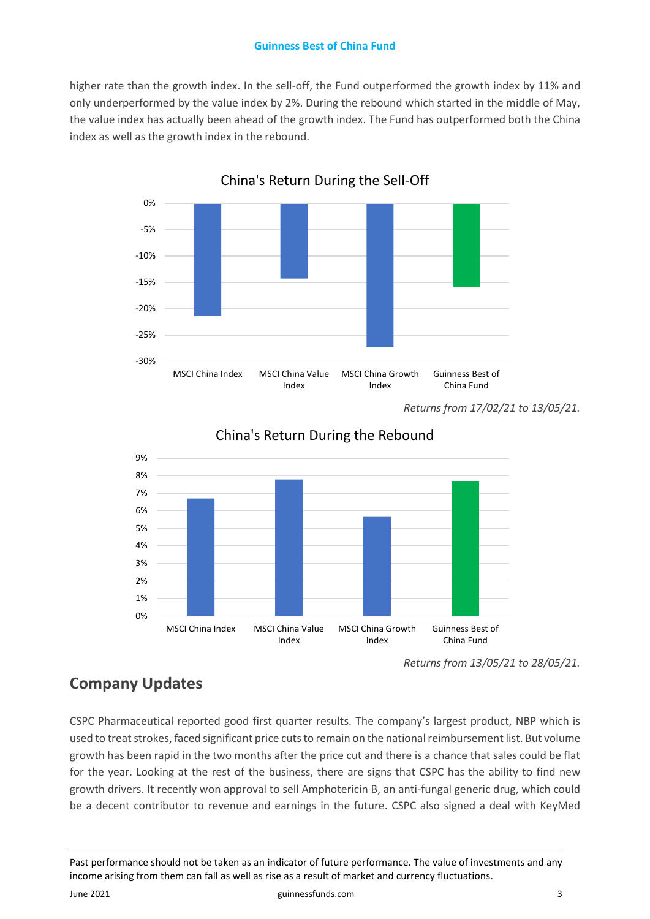higher rate than the growth index. In the sell-off, the Fund outperformed the growth index by 11% and only underperformed by the value index by 2%. During the rebound which started in the middle of May, the value index has actually been ahead of the growth index. The Fund has outperformed both the China index as well as the growth index in the rebound.

*Returns from 17/02/21 to 13/05/21.*

*Returns from 13/05/21 to 28/05/21.*

## Company Updates

CSPC Pharmaceutical reported good first quarter results. The company's largest product, NBP which is used to treat strokes, faced significant price cuts to remain on the national reimbursement list. But volume growth has been rapid in the two months after the price cut and there is a chance that sales could be flat for the year. Looking at the rest of the business, there are signs that CSPC has the ability to find new growth drivers. It recently won approval to sell Amphotericin B, an anti-fungal generic drug, which could be a decent contributor to revenue and earnings in the future. CSPC also signed a deal with KeyMed

Past performance should not be taken as an indicator of future performance. The value of investments and any income arising from them can fall as well as rise as a result of market and currency fluctuations.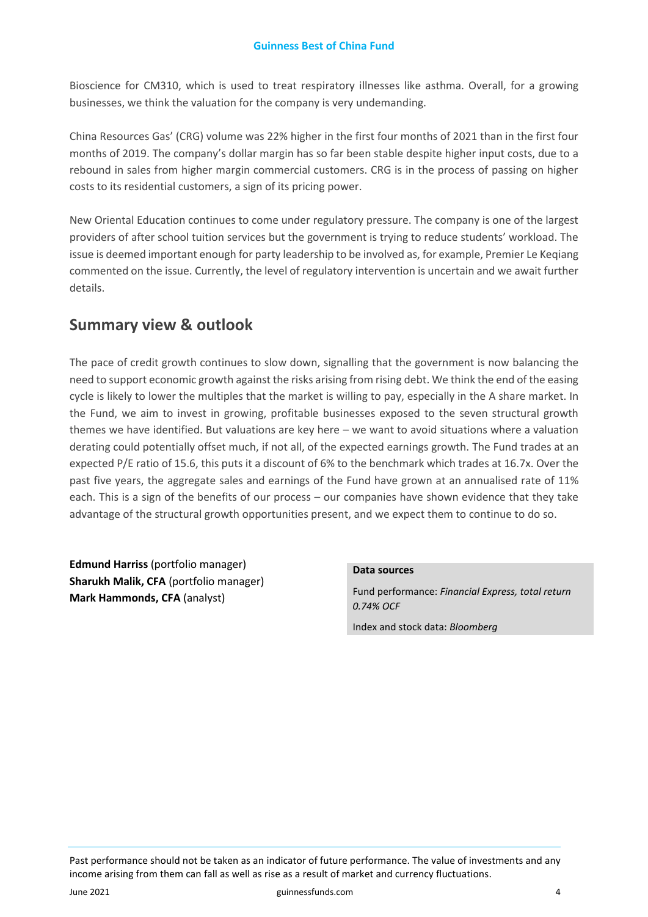Bioscience for CM310, which is used to treat respiratory illnesses like asthma. Overall, for a growing businesses, we think the valuation for the company is very undemanding.

China Resources Gas' (CRG) volume was 22% higher in the first four months of 2021 than in the first four months of 2019. The company's dollar margin has so far been stable despite higher input costs, due to a rebound in sales from higher margin commercial customers. CRG is in the process of passing on higher costs to its residential customers, a sign of its pricing power.

New Oriental Education continues to come under regulatory pressure. The company is one of the largest providers of after school tuition services but the government is trying to reduce students' workload. The issue is deemed important enough for party leadership to be involved as, for example, Premier Le Keqiang commented on the issue. Currently, the level of regulatory intervention is uncertain and we await further details.

## Summary view & outlook

The pace of credit growth continues to slow down, signalling that the government is now balancing the need to support economic growth against the risks arising from rising debt. We think the end of the easing cycle is likely to lower the multiples that the market is willing to pay, especially in the A share market. In the Fund, we aim to invest in growing, profitable businesses exposed to the seven structural growth themes we have identified. But valuations are key here – we want to avoid situations where a valuation derating could potentially offset much, if not all, of the expected earnings growth. The Fund trades at an expected P/E ratio of 15.6, this puts it a discount of 6% to the benchmark which trades at 16.7x. Over the past five years, the aggregate sales and earnings of the Fund have grown at an annualised rate of 11% each. This is a sign of the benefits of our process – our companies have shown evidence that they take advantage of the structural growth opportunities present, and we expect them to continue to do so.

**Edmund Harriss** (portfolio manager)
**Sharukh Malik, CFA** (portfolio manager)
**Mark Hammonds, CFA** (analyst)

**Data sources**

Fund performance: *Financial Express, total return 0.74% OCF*

Index and stock data: *Bloomberg*

Past performance should not be taken as an indicator of future performance. The value of investments and any income arising from them can fall as well as rise as a result of market and currency fluctuations.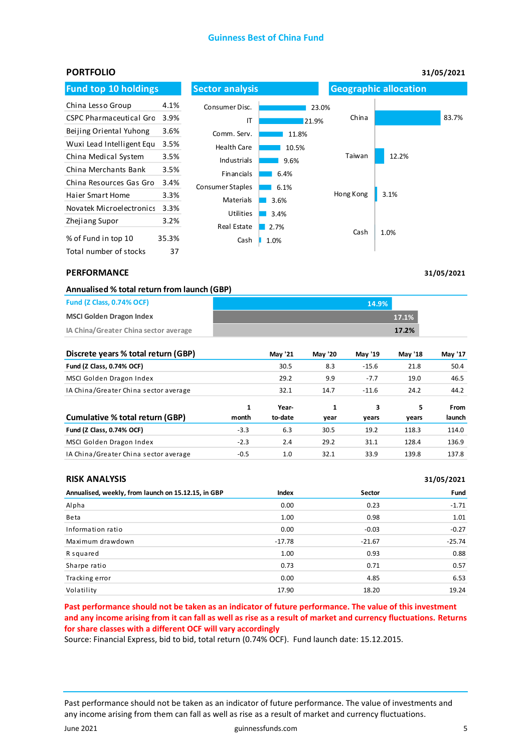# Guinness Best of China Fund

## PORTFOLIO

31/05/2021

### Fund top 10 holdings

| Holding | % |
|---|---|
| China Lesso Group | 4.1% |
| CSPC Pharmaceutical Gro | 3.9% |
| Beijing Oriental Yuhong | 3.6% |
| Wuxi Lead Intelligent Equ | 3.5% |
| China Medical System | 3.5% |
| China Merchants Bank | 3.5% |
| China Resources Gas Gro | 3.4% |
| Haier Smart Home | 3.3% |
| Novatek Microelectronics | 3.3% |
| Zhejiang Supor | 3.2% |
| % of Fund in top 10 | 35.3% |
| Total number of stocks | 37 |

### Sector analysis

| Sector | % |
|---|---|
| Consumer Disc. | 23.0% |
| IT | 21.9% |
| Comm. Serv. | 11.8% |
| Health Care | 10.5% |
| Industrials | 9.6% |
| Financials | 6.4% |
| Consumer Staples | 6.1% |
| Materials | 3.6% |
| Utilities | 3.4% |
| Real Estate | 2.7% |
| Cash | 1.0% |

### Geographic allocation

| Region | % |
|---|---|
| China | 83.7% |
| Taiwan | 12.2% |
| Hong Kong | 3.1% |
| Cash | 1.0% |

## PERFORMANCE

31/05/2021

### Annualised % total return from launch (GBP)

| | |
|---|---|
| Fund (Z Class, 0.74% OCF) | 14.9% |
| MSCI Golden Dragon Index | 17.1% |
| IA China/Greater China sector average | 17.2% |

### Discrete years % total return (GBP)

| | May '21 | May '20 | May '19 | May '18 | May '17 |
|---|---|---|---|---|---|
| **Fund (Z Class, 0.74% OCF)** | 30.5 | 8.3 | -15.6 | 21.8 | 50.4 |
| MSCI Golden Dragon Index | 29.2 | 9.9 | -7.7 | 19.0 | 46.5 |
| IA China/Greater China sector average | 32.1 | 14.7 | -11.6 | 24.2 | 44.2 |

### Cumulative % total return (GBP)

| | 1 month | Year-to-date | 1 year | 3 years | 5 years | From launch |
|---|---|---|---|---|---|---|
| **Fund (Z Class, 0.74% OCF)** | -3.3 | 6.3 | 30.5 | 19.2 | 118.3 | 114.0 |
| MSCI Golden Dragon Index | -2.3 | 2.4 | 29.2 | 31.1 | 128.4 | 136.9 |
| IA China/Greater China sector average | -0.5 | 1.0 | 32.1 | 33.9 | 139.8 | 137.8 |

## RISK ANALYSIS

31/05/2021

| Annualised, weekly, from launch on 15.12.15, in GBP | Index | Sector | Fund |
|---|---|---|---|
| Alpha | 0.00 | 0.23 | -1.71 |
| Beta | 1.00 | 0.98 | 1.01 |
| Information ratio | 0.00 | -0.03 | -0.27 |
| Maximum drawdown | -17.78 | -21.67 | -25.74 |
| R squared | 1.00 | 0.93 | 0.88 |
| Sharpe ratio | 0.73 | 0.71 | 0.57 |
| Tracking error | 0.00 | 4.85 | 6.53 |
| Volatility | 17.90 | 18.20 | 19.24 |

**Past performance should not be taken as an indicator of future performance. The value of this investment and any income arising from it can fall as well as rise as a result of market and currency fluctuations. Returns for share classes with a different OCF will vary accordingly**

Source: Financial Express, bid to bid, total return (0.74% OCF). Fund launch date: 15.12.2015.

Past performance should not be taken as an indicator of future performance. The value of investments and any income arising from them can fall as well as rise as a result of market and currency fluctuations.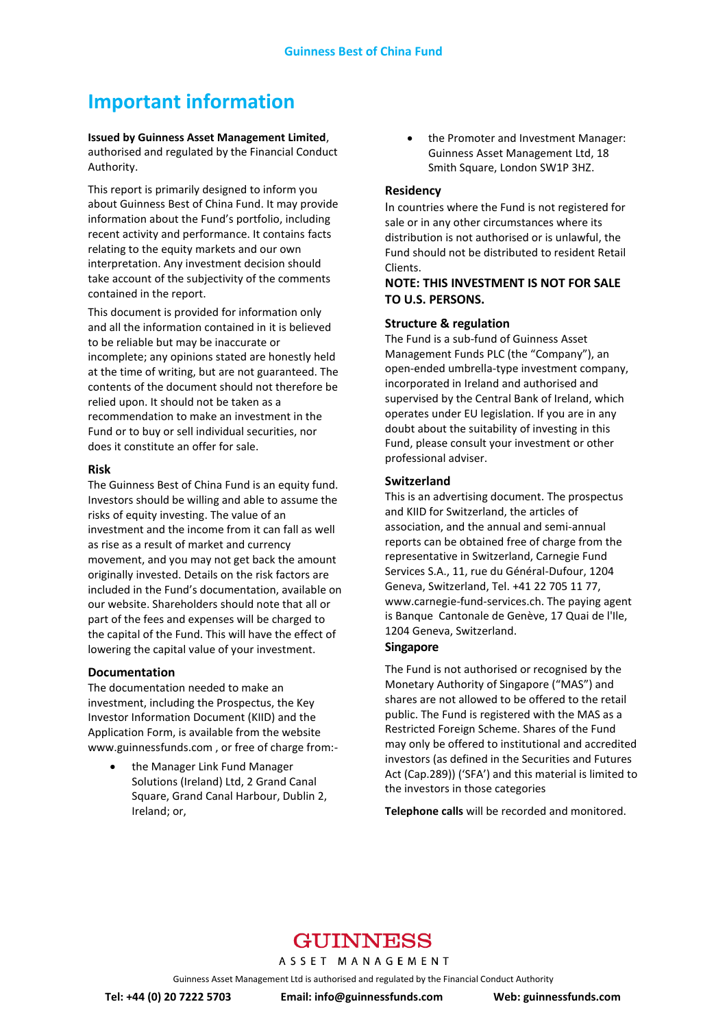# Important information

**Issued by Guinness Asset Management Limited**, authorised and regulated by the Financial Conduct Authority.

This report is primarily designed to inform you about Guinness Best of China Fund. It may provide information about the Fund's portfolio, including recent activity and performance. It contains facts relating to the equity markets and our own interpretation. Any investment decision should take account of the subjectivity of the comments contained in the report.

This document is provided for information only and all the information contained in it is believed to be reliable but may be inaccurate or incomplete; any opinions stated are honestly held at the time of writing, but are not guaranteed. The contents of the document should not therefore be relied upon. It should not be taken as a recommendation to make an investment in the Fund or to buy or sell individual securities, nor does it constitute an offer for sale.

### Risk

The Guinness Best of China Fund is an equity fund. Investors should be willing and able to assume the risks of equity investing. The value of an investment and the income from it can fall as well as rise as a result of market and currency movement, and you may not get back the amount originally invested. Details on the risk factors are included in the Fund's documentation, available on our website. Shareholders should note that all or part of the fees and expenses will be charged to the capital of the Fund. This will have the effect of lowering the capital value of your investment.

### Documentation

The documentation needed to make an investment, including the Prospectus, the Key Investor Information Document (KIID) and the Application Form, is available from the website www.guinnessfunds.com , or free of charge from:-

- the Manager Link Fund Manager Solutions (Ireland) Ltd, 2 Grand Canal Square, Grand Canal Harbour, Dublin 2, Ireland; or,
- the Promoter and Investment Manager: Guinness Asset Management Ltd, 18 Smith Square, London SW1P 3HZ.

### Residency

In countries where the Fund is not registered for sale or in any other circumstances where its distribution is not authorised or is unlawful, the Fund should not be distributed to resident Retail Clients.

**NOTE: THIS INVESTMENT IS NOT FOR SALE TO U.S. PERSONS.**

### Structure & regulation

The Fund is a sub-fund of Guinness Asset Management Funds PLC (the "Company"), an open-ended umbrella-type investment company, incorporated in Ireland and authorised and supervised by the Central Bank of Ireland, which operates under EU legislation. If you are in any doubt about the suitability of investing in this Fund, please consult your investment or other professional adviser.

### Switzerland

This is an advertising document. The prospectus and KIID for Switzerland, the articles of association, and the annual and semi-annual reports can be obtained free of charge from the representative in Switzerland, Carnegie Fund Services S.A., 11, rue du Général-Dufour, 1204 Geneva, Switzerland, Tel. +41 22 705 11 77, www.carnegie-fund-services.ch. The paying agent is Banque Cantonale de Genève, 17 Quai de l'Ile, 1204 Geneva, Switzerland.

### Singapore

The Fund is not authorised or recognised by the Monetary Authority of Singapore ("MAS") and shares are not allowed to be offered to the retail public. The Fund is registered with the MAS as a Restricted Foreign Scheme. Shares of the Fund may only be offered to institutional and accredited investors (as defined in the Securities and Futures Act (Cap.289)) ('SFA') and this material is limited to the investors in those categories

**Telephone calls** will be recorded and monitored.

GUINNESS
ASSET MANAGEMENT

Guinness Asset Management Ltd is authorised and regulated by the Financial Conduct Authority

**Tel: +44 (0) 20 7222 5703** **Email: info@guinnessfunds.com** **Web: guinnessfunds.com**